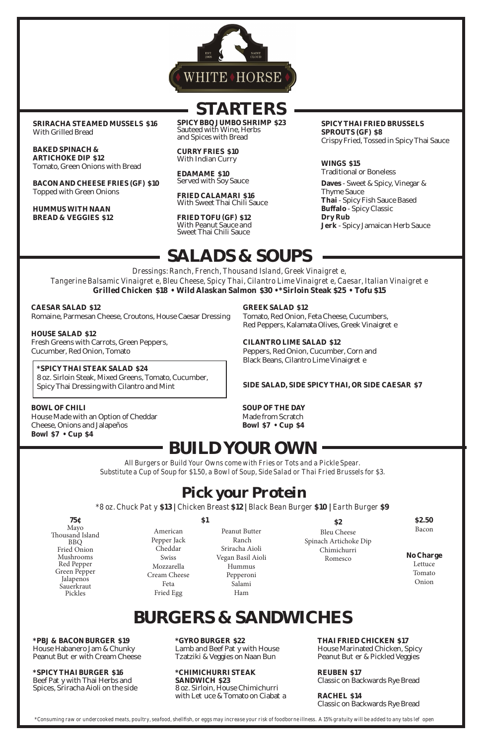# WHITE HORSE

EST. 2008 · SAINT CLOUD

## STARTERS

**SRIRACHA STEAMED MUSSELS $16**
With Grilled Bread

**BAKED SPINACH & ARTICHOKE DIP $12**
Tomato, Green Onions with Bread

**BACON AND CHEESE FRIES (GF) $10**
Topped with Green Onions

**HUMMUS WITH NAAN BREAD & VEGGIES $12**

**SPICY BBQ JUMBO SHRIMP $23**
Sauteed with Wine, Herbs and Spices with Bread

**CURRY FRIES $10**
With Indian Curry

**EDAMAME $10**
Served with Soy Sauce

**FRIED CALAMARI $16**
With Sweet Thai Chili Sauce

**FRIED TOFU (GF) $12**
With Peanut Sauce and Sweet Thai Chili Sauce

**SPICY THAI FRIED BRUSSELS SPROUTS (GF) $8**
Crispy Fried, Tossed in Spicy Thai Sauce

**WINGS $15**
Traditional or Boneless

**Daves** - Sweet & Spicy, Vinegar & Thyme Sauce
**Thai** - Spicy Fish Sauce Based
**Buffalo** - Spicy Classic
**Dry Rub**
**Jerk** - Spicy Jamaican Herb Sauce

## SALADS & SOUPS

*Dressings: Ranch, French, Thousand Island, Greek Vinaigret e, Tangerine Balsamic Vinaigret e, Bleu Cheese, Spicy Thai, Cilantro Lime Vinaigret e, Caesar, Italian Vinaigret e*

**Grilled Chicken $18 • Wild Alaskan Salmon $30 • *Sirloin Steak $25 • Tofu $15**

**CAESAR SALAD $12**
Romaine, Parmesan Cheese, Croutons, House Caesar Dressing

**HOUSE SALAD $12**
Fresh Greens with Carrots, Green Peppers, Cucumber, Red Onion, Tomato

***SPICY THAI STEAK SALAD $24**
8 oz. Sirloin Steak, Mixed Greens, Tomato, Cucumber, Spicy Thai Dressing with Cilantro and Mint

**BOWL OF CHILI**
House Made with an Option of Cheddar Cheese, Onions and Jalapeños
**Bowl $7 • Cup $4**

**GREEK SALAD $12**
Tomato, Red Onion, Feta Cheese, Cucumbers, Red Peppers, Kalamata Olives, Greek Vinaigret e

**CILANTRO LIME SALAD $12**
Peppers, Red Onion, Cucumber, Corn and Black Beans, Cilantro Lime Vinaigret e

**SIDE SALAD, SIDE SPICY THAI, OR SIDE CAESAR $7**

**SOUP OF THE DAY**
Made from Scratch
**Bowl $7 • Cup $4**

## BUILD YOUR OWN

*All Burgers or Build Your Owns come with Fries or Tots and a Pickle Spear.*
*Substitute a Cup of Soup for $1.50, a Bowl of Soup, Side Salad or Thai Fried Brussels for $3.*

### Pick your Protein

*\*8 oz. Chuck Pat y* **$13** | *Chicken Breast* **$12** | *Black Bean Burger* **$10** | *Earth Burger* **$9**

**75¢**
Mayo
Thousand Island
BBQ
Fried Onion
Mushrooms
Red Pepper
Green Pepper
Jalapenos
Sauerkraut
Pickles

**$1**
American
Pepper Jack
Cheddar
Swiss
Mozzarella
Cream Cheese
Feta
Fried Egg
Peanut Butter
Ranch
Sriracha Aioli
Vegan Basil Aioli
Hummus
Pepperoni
Salami
Ham

**$2**
Bleu Cheese
Spinach Artichoke Dip
Chimichurri
Romesco

**$2.50**
Bacon

**No Charge**
Lettuce
Tomato
Onion

## BURGERS & SANDWICHES

***PBJ & BACON BURGER $19**
House Habanero Jam & Chunky Peanut But er with Cream Cheese

***SPICY THAI BURGER $16**
Beef Pat y with Thai Herbs and Spices, Sriracha Aioli on the side

***GYRO BURGER $22**
Lamb and Beef Pat y with House Tzatziki & Veggies on Naan Bun

***CHIMICHURRI STEAK SANDWICH $23**
8 oz. Sirloin, House Chimichurri with Let uce & Tomato on Ciabat a

**THAI FRIED CHICKEN $17**
House Marinated Chicken, Spicy Peanut But er & Pickled Veggies

**REUBEN $17**
Classic on Backwards Rye Bread

**RACHEL $14**
Classic on Backwards Rye Bread

*\*Consuming raw or undercooked meats, poultry, seafood, shellfish, or eggs may increase your risk of foodborne illness. A 15% gratuity will be added to any tabs lef open*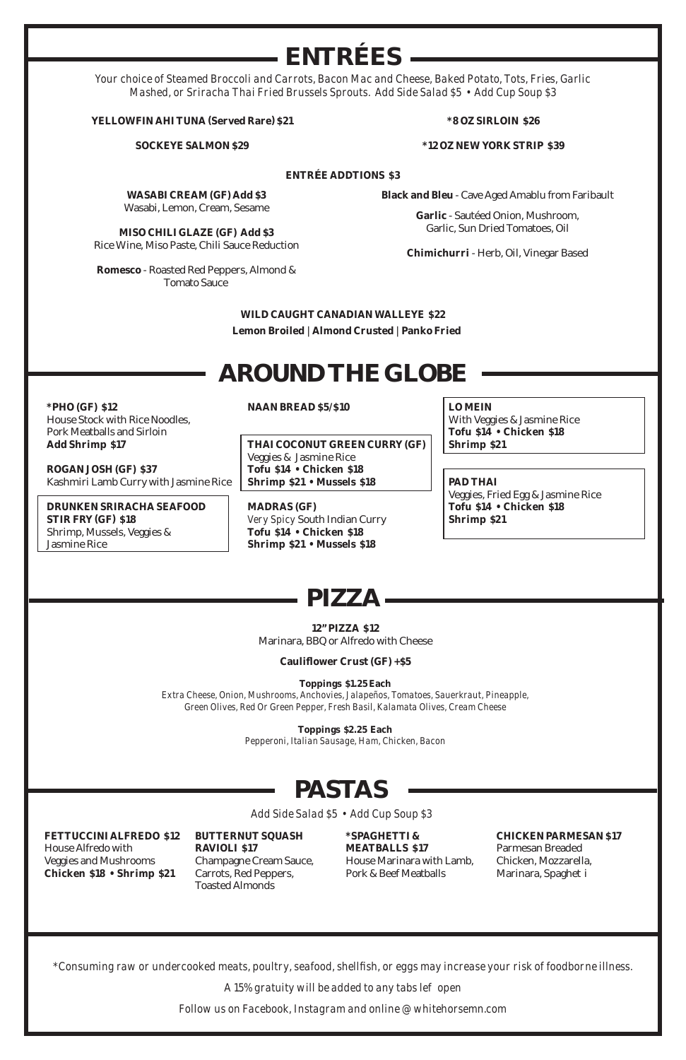# ENTRÉES

*Your choice of Steamed Broccoli and Carrots, Bacon Mac and Cheese, Baked Potato, Tots, Fries, Garlic Mashed, or Sriracha Thai Fried Brussels Sprouts. Add Side Salad $5 • Add Cup Soup $3*

**YELLOWFIN AHI TUNA (Served Rare) $21**

**SOCKEYE SALMON $29**

***8 OZ SIRLOIN $26**

***12 OZ NEW YORK STRIP $39**

**ENTRÉE ADDTIONS $3**

**WASABI CREAM (GF) Add $3**
Wasabi, Lemon, Cream, Sesame

**MISO CHILI GLAZE (GF) Add $3**
Rice Wine, Miso Paste, Chili Sauce Reduction

**Romesco** - Roasted Red Peppers, Almond & Tomato Sauce

**Black and Bleu** - Cave Aged Amablu from Faribault

**Garlic** - Sautéed Onion, Mushroom, Garlic, Sun Dried Tomatoes, Oil

**Chimichurri** - Herb, Oil, Vinegar Based

**WILD CAUGHT CANADIAN WALLEYE $22**
**Lemon Broiled | Almond Crusted | Panko Fried**

# AROUND THE GLOBE

***PHO (GF) $12**
House Stock with Rice Noodles, Pork Meatballs and Sirloin
**Add Shrimp $17**

**ROGAN JOSH (GF) $37**
Kashmiri Lamb Curry with Jasmine Rice

**DRUNKEN SRIRACHA SEAFOOD STIR FRY (GF) $18**
Shrimp, Mussels, Veggies & Jasmine Rice

**NAAN BREAD $5/$10**

**THAI COCONUT GREEN CURRY (GF)**
Veggies & Jasmine Rice
**Tofu $14 • Chicken $18**
**Shrimp $21 • Mussels $18**

**MADRAS (GF)**
*Very Spicy* South Indian Curry
**Tofu $14 • Chicken $18**
**Shrimp $21 • Mussels $18**

**LO MEIN**
With Veggies & Jasmine Rice
**Tofu $14 • Chicken $18**
**Shrimp $21**

**PAD THAI**
Veggies, Fried Egg & Jasmine Rice
**Tofu $14 • Chicken $18**
**Shrimp $21**

# PIZZA

**12" PIZZA $12**
Marinara, BBQ or Alfredo with Cheese

**Cauliflower Crust (GF) +$5**

**Toppings $1.25 Each**
*Extra Cheese, Onion, Mushrooms, Anchovies, Jalapeños, Tomatoes, Sauerkraut, Pineapple, Green Olives, Red Or Green Pepper, Fresh Basil, Kalamata Olives, Cream Cheese*

**Toppings $2.25 Each**
*Pepperoni, Italian Sausage, Ham, Chicken, Bacon*

# PASTAS

*Add Side Salad $5 • Add Cup Soup $3*

**FETTUCCINI ALFREDO $12**
House Alfredo with Veggies and Mushrooms
**Chicken $18 • Shrimp $21**

**BUTTERNUT SQUASH RAVIOLI $17**
Champagne Cream Sauce, Carrots, Red Peppers, Toasted Almonds

***SPAGHETTI & MEATBALLS $17**
House Marinara with Lamb, Pork & Beef Meatballs

**CHICKEN PARMESAN $17**
Parmesan Breaded Chicken, Mozzarella, Marinara, Spaghet i

*\*Consuming raw or undercooked meats, poultry, seafood, shellfish, or eggs may increase your risk of foodborne illness.*

*A 15% gratuity will be added to any tabs lef open*

*Follow us on Facebook, Instagram and online @ whitehorsemn.com*